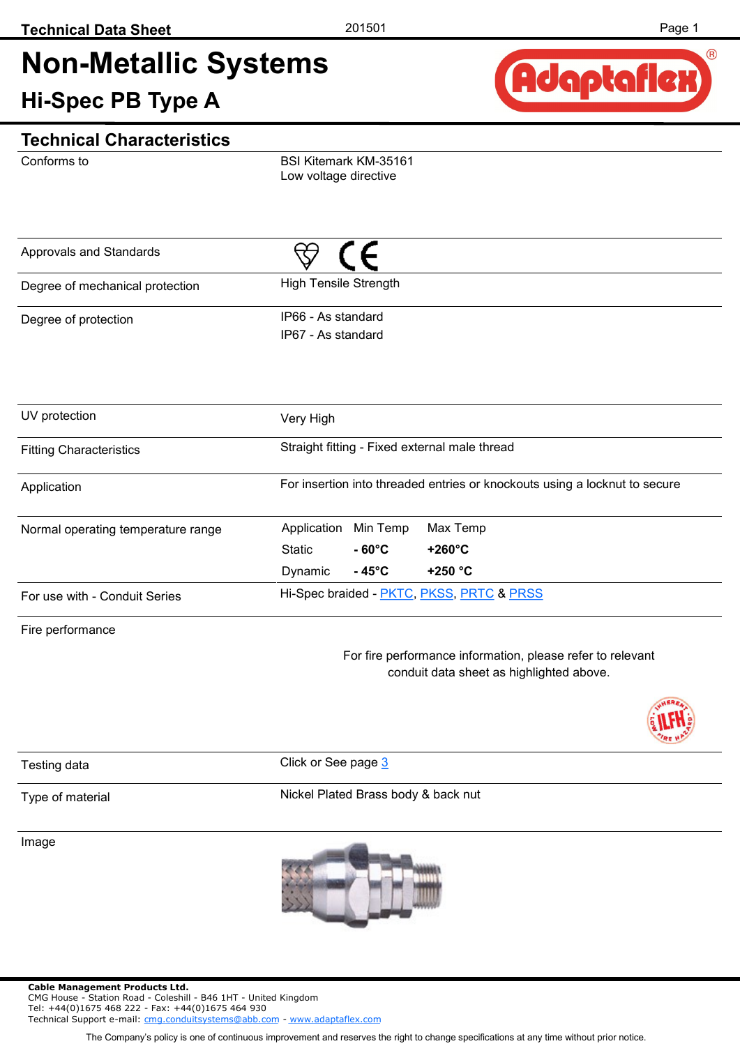# Non-Metallic Systems

## Hi-Spec PB Type A

## Technical Characteristics

| | |
|---|---|
| Conforms to | BSI Kitemark KM-35161<br>Low voltage directive |
| Approvals and Standards | |
| Degree of mechanical protection | High Tensile Strength |
| Degree of protection | IP66 - As standard<br>IP67 - As standard |
| UV protection | Very High |
| Fitting Characteristics | Straight fitting - Fixed external male thread |
| Application | For insertion into threaded entries or knockouts using a locknut to secure |
| Normal operating temperature range | Application / Min Temp / Max Temp<br>Static / **- 60°C** / **+260°C**<br>Dynamic / **- 45°C** / **+250 °C** |
| For use with - Conduit Series | Hi-Spec braided - PKTC, PKSS, PRTC & PRSS |
| Fire performance | For fire performance information, please refer to relevant conduit data sheet as highlighted above. |
| Testing data | Click or See page 3 |
| Type of material | Nickel Plated Brass body & back nut |
| Image | |

**Cable Management Products Ltd.**
CMG House - Station Road - Coleshill - B46 1HT - United Kingdom
Tel: +44(0)1675 468 222 - Fax: +44(0)1675 464 930
Technical Support e-mail: cmg.conduitsystems@abb.com - www.adaptaflex.com

The Company's policy is one of continuous improvement and reserves the right to change specifications at any time without prior notice.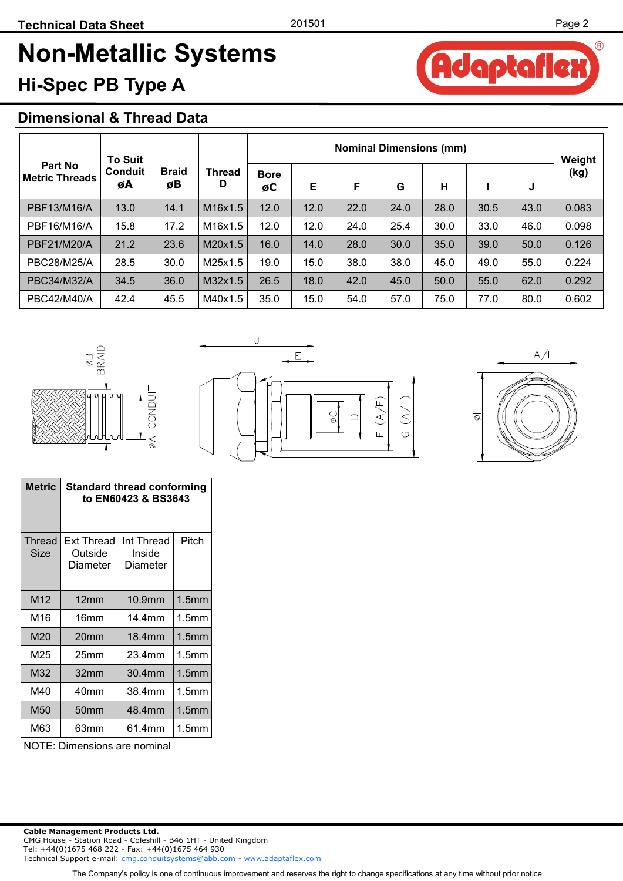# Non-Metallic Systems

## Hi-Spec PB Type A

## Dimensional & Thread Data

| Part No Metric Threads | To Suit Conduit øA | Braid øB | Thread D | Nominal Dimensions (mm) | | | | | | | Weight (kg) |
|---|---|---|---|---|---|---|---|---|---|---|---|
| | | | | Bore øC | E | F | G | H | I | J | |
| PBF13/M16/A | 13.0 | 14.1 | M16x1.5 | 12.0 | 12.0 | 22.0 | 24.0 | 28.0 | 30.5 | 43.0 | 0.083 |
| PBF16/M16/A | 15.8 | 17.2 | M16x1.5 | 12.0 | 12.0 | 24.0 | 25.4 | 30.0 | 33.0 | 46.0 | 0.098 |
| PBF21/M20/A | 21.2 | 23.6 | M20x1.5 | 16.0 | 14.0 | 28.0 | 30.0 | 35.0 | 39.0 | 50.0 | 0.126 |
| PBC28/M25/A | 28.5 | 30.0 | M25x1.5 | 19.0 | 15.0 | 38.0 | 38.0 | 45.0 | 49.0 | 55.0 | 0.224 |
| PBC34/M32/A | 34.5 | 36.0 | M32x1.5 | 26.5 | 18.0 | 42.0 | 45.0 | 50.0 | 55.0 | 62.0 | 0.292 |
| PBC42/M40/A | 42.4 | 45.5 | M40x1.5 | 35.0 | 15.0 | 54.0 | 57.0 | 75.0 | 77.0 | 80.0 | 0.602 |

| Metric | Standard thread conforming to EN60423 & BS3643 | | |
|---|---|---|---|
| Thread Size | Ext Thread Outside Diameter | Int Thread Inside Diameter | Pitch |
| M12 | 12mm | 10.9mm | 1.5mm |
| M16 | 16mm | 14.4mm | 1.5mm |
| M20 | 20mm | 18.4mm | 1.5mm |
| M25 | 25mm | 23.4mm | 1.5mm |
| M32 | 32mm | 30.4mm | 1.5mm |
| M40 | 40mm | 38.4mm | 1.5mm |
| M50 | 50mm | 48.4mm | 1.5mm |
| M63 | 63mm | 61.4mm | 1.5mm |

NOTE: Dimensions are nominal

**Cable Management Products Ltd.**
CMG House - Station Road - Coleshill - B46 1HT - United Kingdom
Tel: +44(0)1675 468 222 - Fax: +44(0)1675 464 930
Technical Support e-mail: cmg.conduitsystems@abb.com - www.adaptaflex.com

The Company's policy is one of continuous improvement and reserves the right to change specifications at any time without prior notice.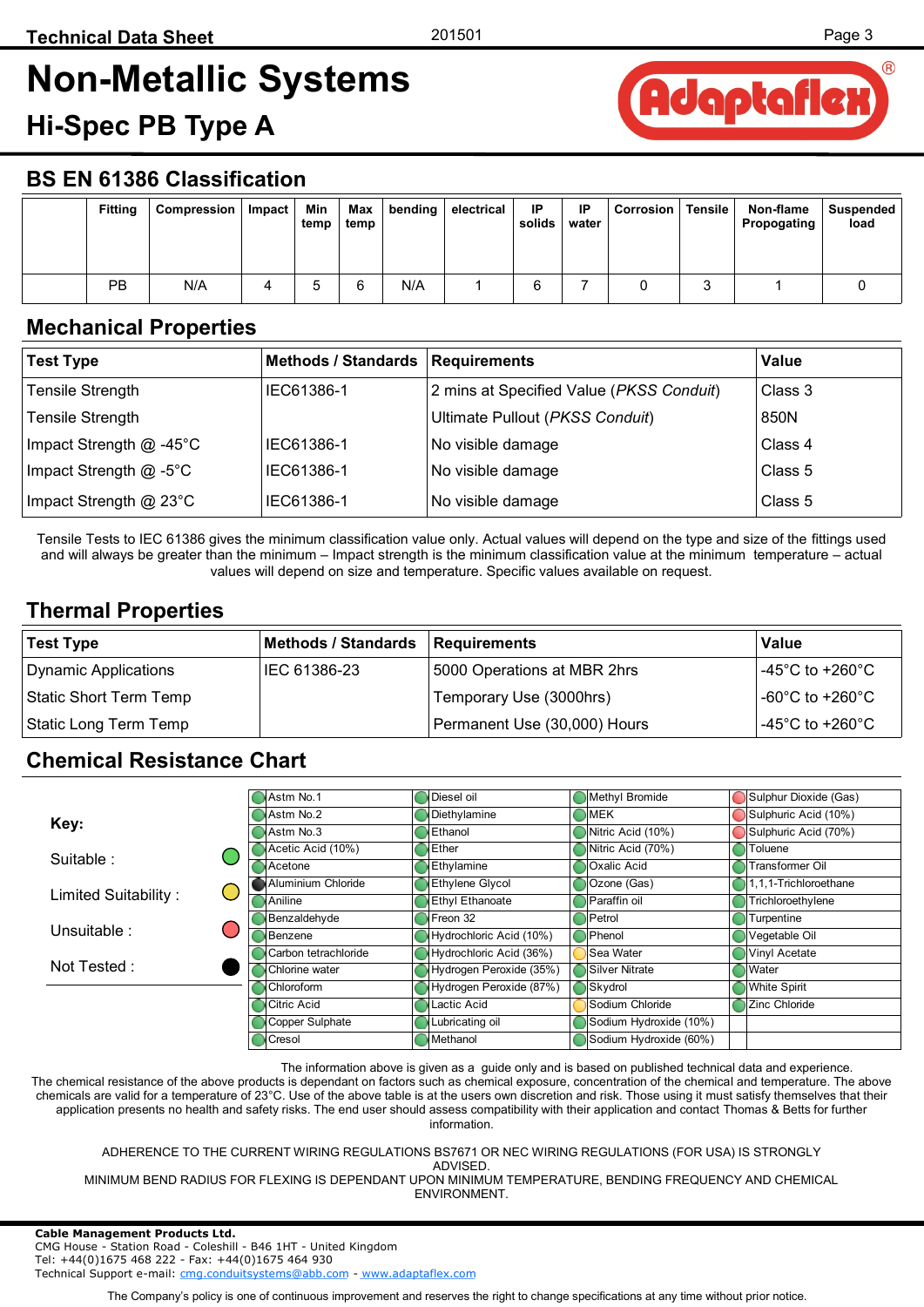# Non-Metallic Systems

## Hi-Spec PB Type A

## BS EN 61386 Classification

| | Fitting | Compression | Impact | Min temp | Max temp | bending | electrical | IP solids | IP water | Corrosion | Tensile | Non-flame Propogating | Suspended load |
|---|---|---|---|---|---|---|---|---|---|---|---|---|---|
| | PB | N/A | 4 | 5 | 6 | N/A | 1 | 6 | 7 | 0 | 3 | 1 | 0 |

## Mechanical Properties

| Test Type | Methods / Standards | Requirements | Value |
|---|---|---|---|
| Tensile Strength | IEC61386-1 | 2 mins at Specified Value (*PKSS Conduit*) | Class 3 |
| Tensile Strength | | Ultimate Pullout (*PKSS Conduit*) | 850N |
| Impact Strength @ -45°C | IEC61386-1 | No visible damage | Class 4 |
| Impact Strength @ -5°C | IEC61386-1 | No visible damage | Class 5 |
| Impact Strength @ 23°C | IEC61386-1 | No visible damage | Class 5 |

Tensile Tests to IEC 61386 gives the minimum classification value only. Actual values will depend on the type and size of the fittings used and will always be greater than the minimum – Impact strength is the minimum classification value at the minimum temperature – actual values will depend on size and temperature. Specific values available on request.

## Thermal Properties

| Test Type | Methods / Standards | Requirements | Value |
|---|---|---|---|
| Dynamic Applications | IEC 61386-23 | 5000 Operations at MBR 2hrs | -45°C to +260°C |
| Static Short Term Temp | | Temporary Use (3000hrs) | -60°C to +260°C |
| Static Long Term Temp | | Permanent Use (30,000) Hours | -45°C to +260°C |

## Chemical Resistance Chart

**Key:**

- Suitable : (green)
- Limited Suitability : (yellow)
- Unsuitable : (red)
- Not Tested : (black)

| Chemical | Rating | Chemical | Rating | Chemical | Rating | Chemical | Rating |
|---|---|---|---|---|---|---|---|
| Astm No.1 | Suitable | Diesel oil | Suitable | Methyl Bromide | Suitable | Sulphur Dioxide (Gas) | Unsuitable |
| Astm No.2 | Suitable | Diethylamine | Suitable | MEK | Suitable | Sulphuric Acid (10%) | Unsuitable |
| Astm No.3 | Suitable | Ethanol | Suitable | Nitric Acid (10%) | Suitable | Sulphuric Acid (70%) | Unsuitable |
| Acetic Acid (10%) | Suitable | Ether | Suitable | Nitric Acid (70%) | Suitable | Toluene | Suitable |
| Acetone | Suitable | Ethylamine | Suitable | Oxalic Acid | Suitable | Transformer Oil | Suitable |
| Aluminium Chloride | Not Tested | Ethylene Glycol | Suitable | Ozone (Gas) | Suitable | 1,1,1-Trichloroethane | Suitable |
| Aniline | Suitable | Ethyl Ethanoate | Suitable | Paraffin oil | Suitable | Trichloroethylene | Suitable |
| Benzaldehyde | Suitable | Freon 32 | Suitable | Petrol | Suitable | Turpentine | Suitable |
| Benzene | Suitable | Hydrochloric Acid (10%) | Suitable | Phenol | Suitable | Vegetable Oil | Suitable |
| Carbon tetrachloride | Suitable | Hydrochloric Acid (36%) | Suitable | Sea Water | Limited Suitability | Vinyl Acetate | Suitable |
| Chlorine water | Suitable | Hydrogen Peroxide (35%) | Suitable | Silver Nitrate | Suitable | Water | Suitable |
| Chloroform | Suitable | Hydrogen Peroxide (87%) | Suitable | Skydrol | Suitable | White Spirit | Suitable |
| Citric Acid | Suitable | Lactic Acid | Suitable | Sodium Chloride | Limited Suitability | Zinc Chloride | Suitable |
| Copper Sulphate | Suitable | Lubricating oil | Suitable | Sodium Hydroxide (10%) | Suitable | | |
| Cresol | Suitable | Methanol | Suitable | Sodium Hydroxide (60%) | Suitable | | |

The information above is given as a guide only and is based on published technical data and experience. The chemical resistance of the above products is dependant on factors such as chemical exposure, concentration of the chemical and temperature. The above chemicals are valid for a temperature of 23°C. Use of the above table is at the users own discretion and risk. Those using it must satisfy themselves that their application presents no health and safety risks. The end user should assess compatibility with their application and contact Thomas & Betts for further information.

ADHERENCE TO THE CURRENT WIRING REGULATIONS BS7671 OR NEC WIRING REGULATIONS (FOR USA) IS STRONGLY ADVISED.
MINIMUM BEND RADIUS FOR FLEXING IS DEPENDANT UPON MINIMUM TEMPERATURE, BENDING FREQUENCY AND CHEMICAL ENVIRONMENT.